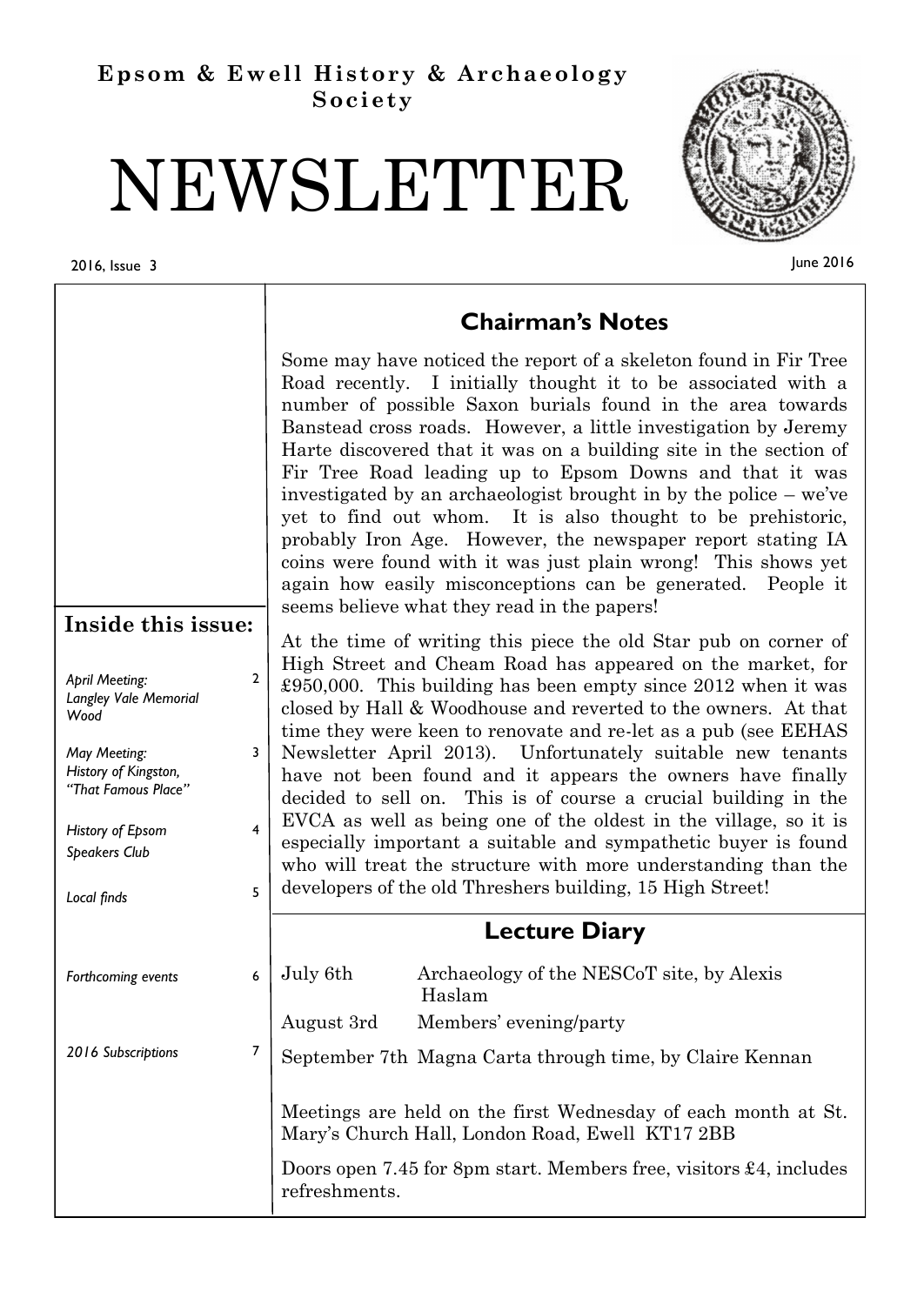**Epsom & Ewell History & Archaeology Society**

# NEWSLETTER

2016, Issue 3

June 2016

## Inside this issue:

| | |
|---|---|
| *April Meeting: Langley Vale Memorial Wood* | 2 |
| *May Meeting: History of Kingston, "That Famous Place"* | 3 |
| *History of Epsom Speakers Club* | 4 |
| *Local finds* | 5 |
| *Forthcoming events* | 6 |
| *2016 Subscriptions* | 7 |

## Chairman's Notes

Some may have noticed the report of a skeleton found in Fir Tree Road recently. I initially thought it to be associated with a number of possible Saxon burials found in the area towards Banstead cross roads. However, a little investigation by Jeremy Harte discovered that it was on a building site in the section of Fir Tree Road leading up to Epsom Downs and that it was investigated by an archaeologist brought in by the police – we've yet to find out whom. It is also thought to be prehistoric, probably Iron Age. However, the newspaper report stating IA coins were found with it was just plain wrong! This shows yet again how easily misconceptions can be generated. People it seems believe what they read in the papers!

At the time of writing this piece the old Star pub on corner of High Street and Cheam Road has appeared on the market, for £950,000. This building has been empty since 2012 when it was closed by Hall & Woodhouse and reverted to the owners. At that time they were keen to renovate and re-let as a pub (see EEHAS Newsletter April 2013). Unfortunately suitable new tenants have not been found and it appears the owners have finally decided to sell on. This is of course a crucial building in the EVCA as well as being one of the oldest in the village, so it is especially important a suitable and sympathetic buyer is found who will treat the structure with more understanding than the developers of the old Threshers building, 15 High Street!

## Lecture Diary

| | |
|---|---|
| July 6th | Archaeology of the NESCoT site, by Alexis Haslam |
| August 3rd | Members' evening/party |
| September 7th | Magna Carta through time, by Claire Kennan |

Meetings are held on the first Wednesday of each month at St. Mary's Church Hall, London Road, Ewell KT17 2BB

Doors open 7.45 for 8pm start. Members free, visitors £4, includes refreshments.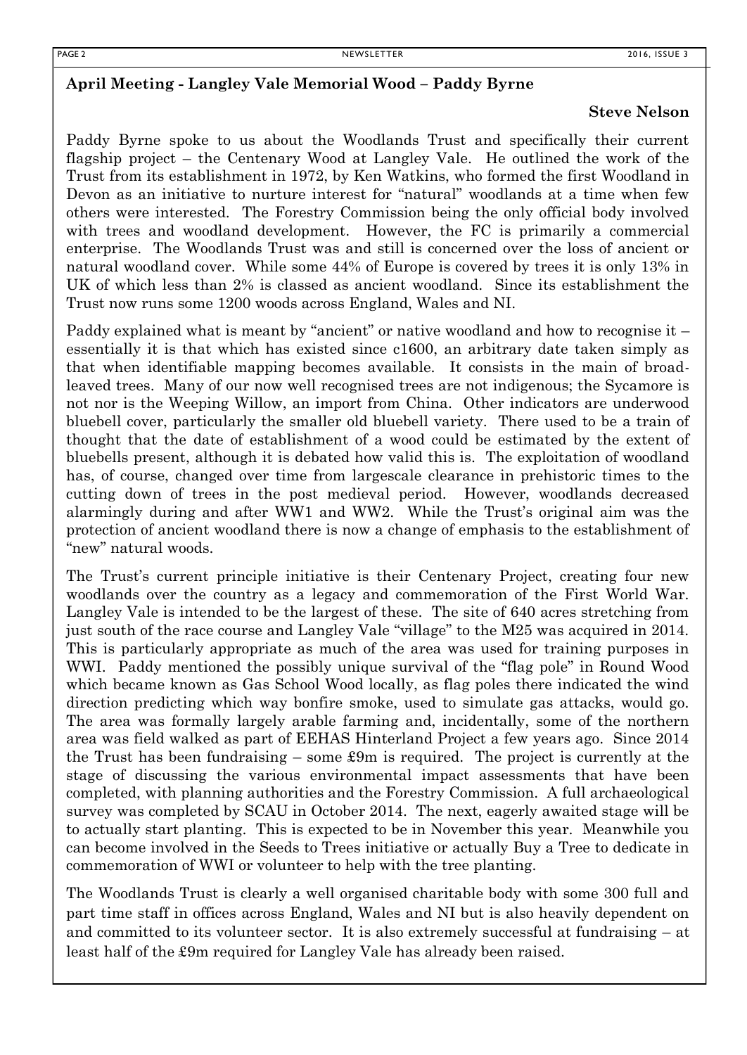## April Meeting - Langley Vale Memorial Wood – Paddy Byrne

**Steve Nelson**

Paddy Byrne spoke to us about the Woodlands Trust and specifically their current flagship project – the Centenary Wood at Langley Vale. He outlined the work of the Trust from its establishment in 1972, by Ken Watkins, who formed the first Woodland in Devon as an initiative to nurture interest for "natural" woodlands at a time when few others were interested. The Forestry Commission being the only official body involved with trees and woodland development. However, the FC is primarily a commercial enterprise. The Woodlands Trust was and still is concerned over the loss of ancient or natural woodland cover. While some 44% of Europe is covered by trees it is only 13% in UK of which less than 2% is classed as ancient woodland. Since its establishment the Trust now runs some 1200 woods across England, Wales and NI.

Paddy explained what is meant by "ancient" or native woodland and how to recognise it – essentially it is that which has existed since c1600, an arbitrary date taken simply as that when identifiable mapping becomes available. It consists in the main of broad-leaved trees. Many of our now well recognised trees are not indigenous; the Sycamore is not nor is the Weeping Willow, an import from China. Other indicators are underwood bluebell cover, particularly the smaller old bluebell variety. There used to be a train of thought that the date of establishment of a wood could be estimated by the extent of bluebells present, although it is debated how valid this is. The exploitation of woodland has, of course, changed over time from largescale clearance in prehistoric times to the cutting down of trees in the post medieval period. However, woodlands decreased alarmingly during and after WW1 and WW2. While the Trust's original aim was the protection of ancient woodland there is now a change of emphasis to the establishment of "new" natural woods.

The Trust's current principle initiative is their Centenary Project, creating four new woodlands over the country as a legacy and commemoration of the First World War. Langley Vale is intended to be the largest of these. The site of 640 acres stretching from just south of the race course and Langley Vale "village" to the M25 was acquired in 2014. This is particularly appropriate as much of the area was used for training purposes in WWI. Paddy mentioned the possibly unique survival of the "flag pole" in Round Wood which became known as Gas School Wood locally, as flag poles there indicated the wind direction predicting which way bonfire smoke, used to simulate gas attacks, would go. The area was formally largely arable farming and, incidentally, some of the northern area was field walked as part of EEHAS Hinterland Project a few years ago. Since 2014 the Trust has been fundraising – some £9m is required. The project is currently at the stage of discussing the various environmental impact assessments that have been completed, with planning authorities and the Forestry Commission. A full archaeological survey was completed by SCAU in October 2014. The next, eagerly awaited stage will be to actually start planting. This is expected to be in November this year. Meanwhile you can become involved in the Seeds to Trees initiative or actually Buy a Tree to dedicate in commemoration of WWI or volunteer to help with the tree planting.

The Woodlands Trust is clearly a well organised charitable body with some 300 full and part time staff in offices across England, Wales and NI but is also heavily dependent on and committed to its volunteer sector. It is also extremely successful at fundraising – at least half of the £9m required for Langley Vale has already been raised.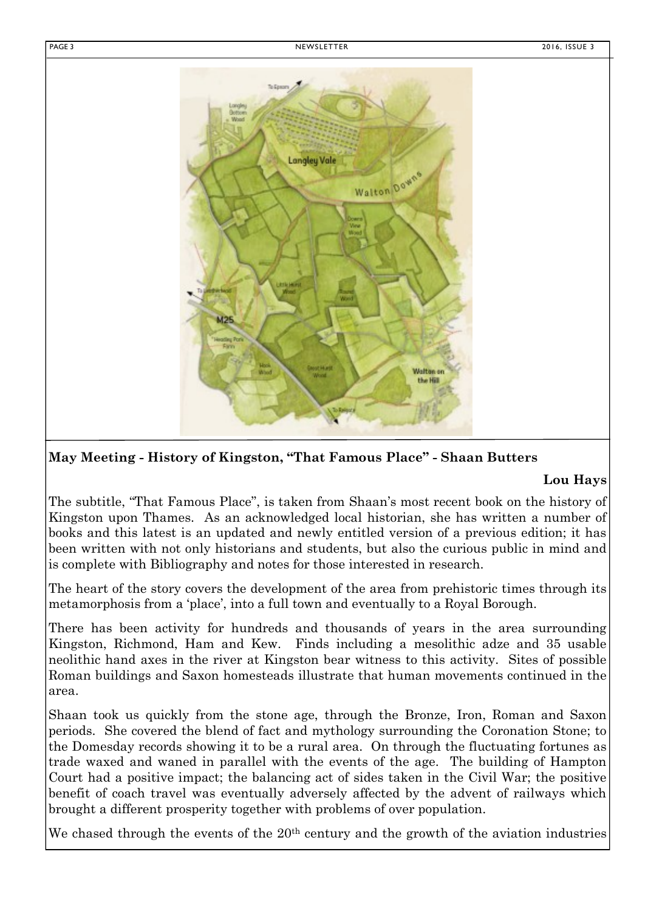## May Meeting - History of Kingston, "That Famous Place" - Shaan Butters

**Lou Hays**

The subtitle, "That Famous Place", is taken from Shaan's most recent book on the history of Kingston upon Thames. As an acknowledged local historian, she has written a number of books and this latest is an updated and newly entitled version of a previous edition; it has been written with not only historians and students, but also the curious public in mind and is complete with Bibliography and notes for those interested in research.

The heart of the story covers the development of the area from prehistoric times through its metamorphosis from a 'place', into a full town and eventually to a Royal Borough.

There has been activity for hundreds and thousands of years in the area surrounding Kingston, Richmond, Ham and Kew. Finds including a mesolithic adze and 35 usable neolithic hand axes in the river at Kingston bear witness to this activity. Sites of possible Roman buildings and Saxon homesteads illustrate that human movements continued in the area.

Shaan took us quickly from the stone age, through the Bronze, Iron, Roman and Saxon periods. She covered the blend of fact and mythology surrounding the Coronation Stone; to the Domesday records showing it to be a rural area. On through the fluctuating fortunes as trade waxed and waned in parallel with the events of the age. The building of Hampton Court had a positive impact; the balancing act of sides taken in the Civil War; the positive benefit of coach travel was eventually adversely affected by the advent of railways which brought a different prosperity together with problems of over population.

We chased through the events of the 20th century and the growth of the aviation industries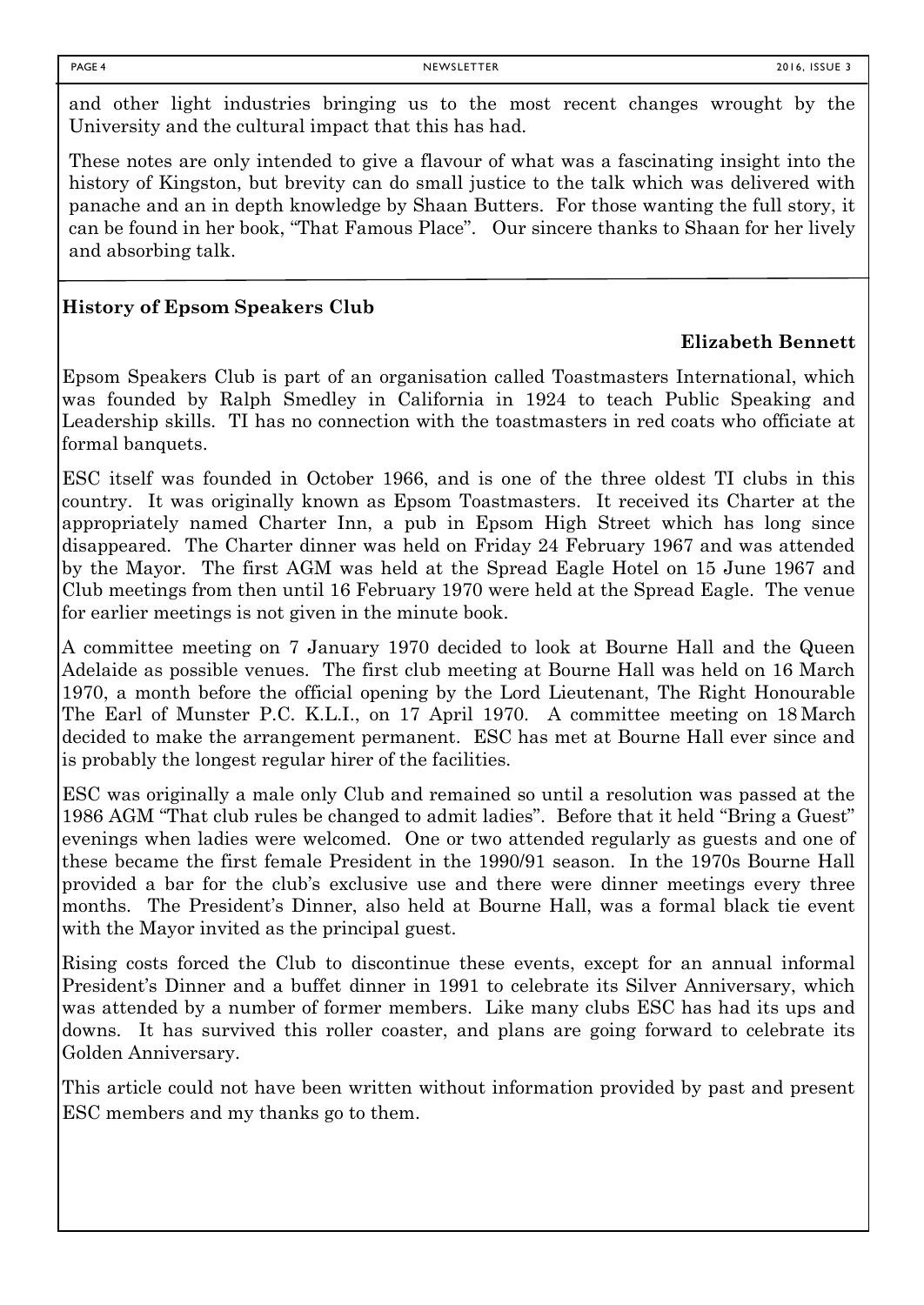and other light industries bringing us to the most recent changes wrought by the University and the cultural impact that this has had.

These notes are only intended to give a flavour of what was a fascinating insight into the history of Kingston, but brevity can do small justice to the talk which was delivered with panache and an in depth knowledge by Shaan Butters. For those wanting the full story, it can be found in her book, "That Famous Place". Our sincere thanks to Shaan for her lively and absorbing talk.

## History of Epsom Speakers Club

**Elizabeth Bennett**

Epsom Speakers Club is part of an organisation called Toastmasters International, which was founded by Ralph Smedley in California in 1924 to teach Public Speaking and Leadership skills. TI has no connection with the toastmasters in red coats who officiate at formal banquets.

ESC itself was founded in October 1966, and is one of the three oldest TI clubs in this country. It was originally known as Epsom Toastmasters. It received its Charter at the appropriately named Charter Inn, a pub in Epsom High Street which has long since disappeared. The Charter dinner was held on Friday 24 February 1967 and was attended by the Mayor. The first AGM was held at the Spread Eagle Hotel on 15 June 1967 and Club meetings from then until 16 February 1970 were held at the Spread Eagle. The venue for earlier meetings is not given in the minute book.

A committee meeting on 7 January 1970 decided to look at Bourne Hall and the Queen Adelaide as possible venues. The first club meeting at Bourne Hall was held on 16 March 1970, a month before the official opening by the Lord Lieutenant, The Right Honourable The Earl of Munster P.C. K.L.I., on 17 April 1970. A committee meeting on 18 March decided to make the arrangement permanent. ESC has met at Bourne Hall ever since and is probably the longest regular hirer of the facilities.

ESC was originally a male only Club and remained so until a resolution was passed at the 1986 AGM "That club rules be changed to admit ladies". Before that it held "Bring a Guest" evenings when ladies were welcomed. One or two attended regularly as guests and one of these became the first female President in the 1990/91 season. In the 1970s Bourne Hall provided a bar for the club's exclusive use and there were dinner meetings every three months. The President's Dinner, also held at Bourne Hall, was a formal black tie event with the Mayor invited as the principal guest.

Rising costs forced the Club to discontinue these events, except for an annual informal President's Dinner and a buffet dinner in 1991 to celebrate its Silver Anniversary, which was attended by a number of former members. Like many clubs ESC has had its ups and downs. It has survived this roller coaster, and plans are going forward to celebrate its Golden Anniversary.

This article could not have been written without information provided by past and present ESC members and my thanks go to them.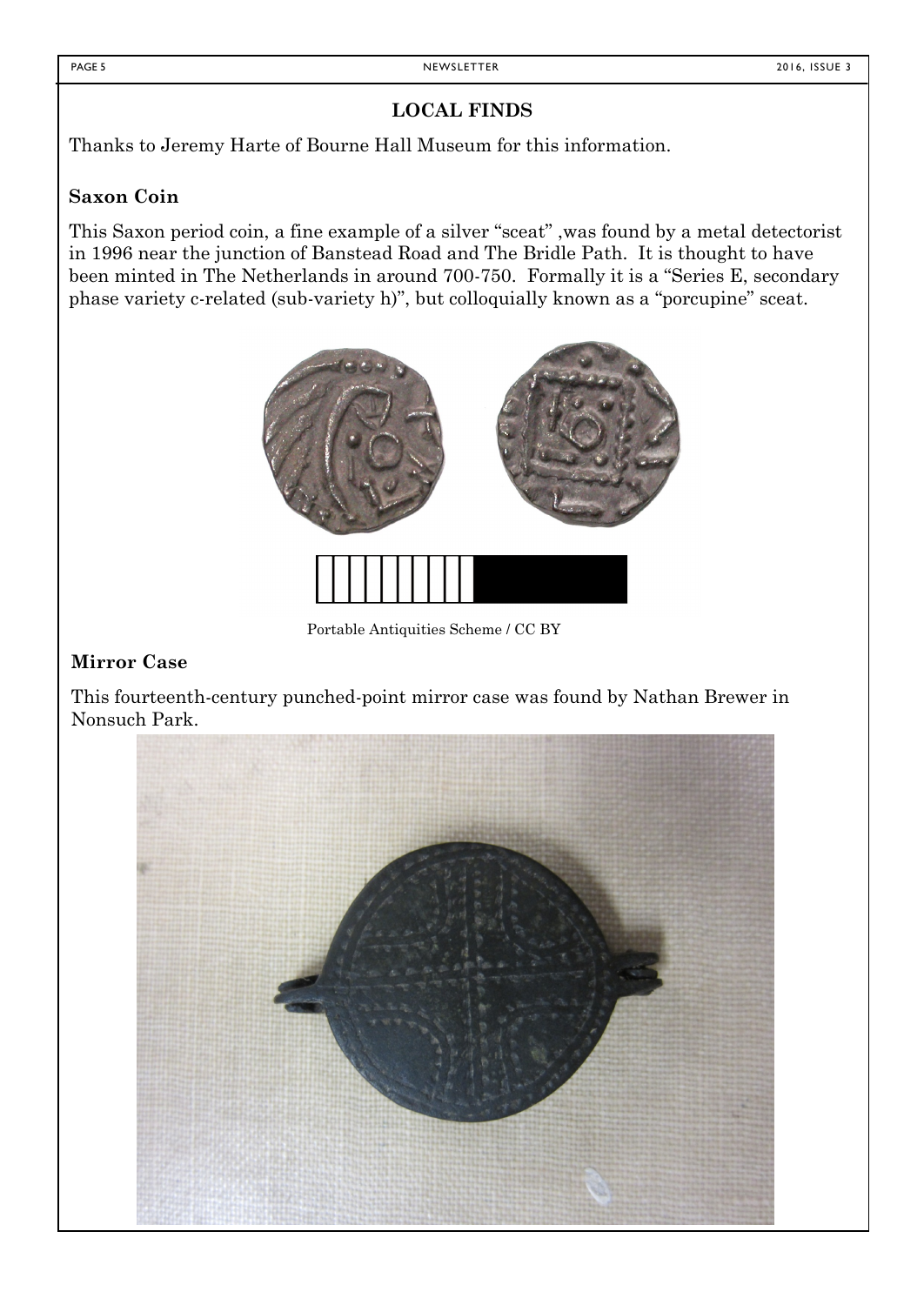**LOCAL FINDS**

Thanks to Jeremy Harte of Bourne Hall Museum for this information.

**Saxon Coin**

This Saxon period coin, a fine example of a silver "sceat" ,was found by a metal detectorist in 1996 near the junction of Banstead Road and The Bridle Path. It is thought to have been minted in The Netherlands in around 700-750. Formally it is a "Series E, secondary phase variety c-related (sub-variety h)", but colloquially known as a "porcupine" sceat.

Portable Antiquities Scheme / CC BY

**Mirror Case**

This fourteenth-century punched-point mirror case was found by Nathan Brewer in Nonsuch Park.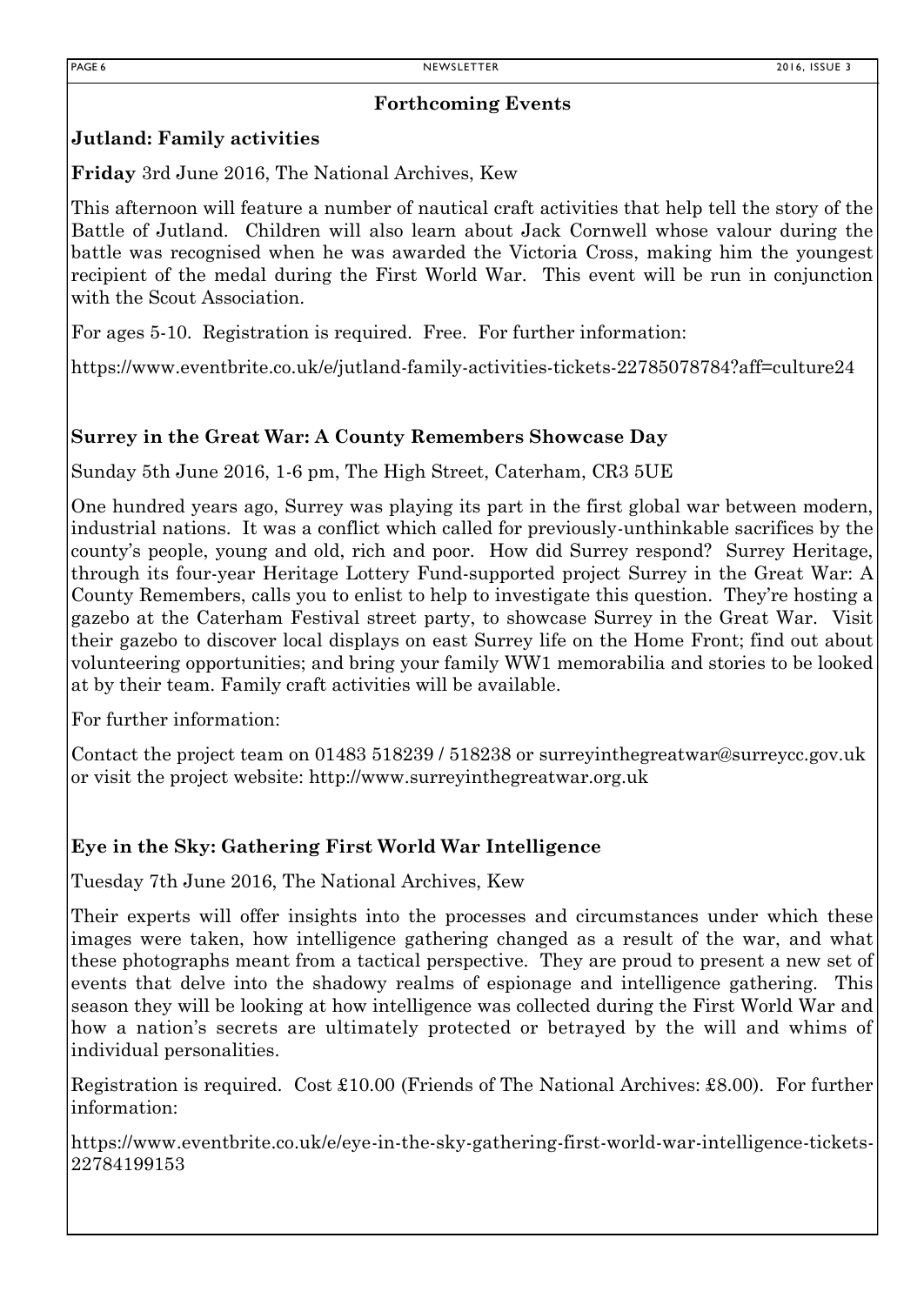## Forthcoming Events

### Jutland: Family activities

**Friday** 3rd June 2016, The National Archives, Kew

This afternoon will feature a number of nautical craft activities that help tell the story of the Battle of Jutland. Children will also learn about Jack Cornwell whose valour during the battle was recognised when he was awarded the Victoria Cross, making him the youngest recipient of the medal during the First World War. This event will be run in conjunction with the Scout Association.

For ages 5-10. Registration is required. Free. For further information:

https://www.eventbrite.co.uk/e/jutland-family-activities-tickets-22785078784?aff=culture24

### Surrey in the Great War: A County Remembers Showcase Day

Sunday 5th June 2016, 1-6 pm, The High Street, Caterham, CR3 5UE

One hundred years ago, Surrey was playing its part in the first global war between modern, industrial nations. It was a conflict which called for previously-unthinkable sacrifices by the county's people, young and old, rich and poor. How did Surrey respond? Surrey Heritage, through its four-year Heritage Lottery Fund-supported project Surrey in the Great War: A County Remembers, calls you to enlist to help to investigate this question. They're hosting a gazebo at the Caterham Festival street party, to showcase Surrey in the Great War. Visit their gazebo to discover local displays on east Surrey life on the Home Front; find out about volunteering opportunities; and bring your family WW1 memorabilia and stories to be looked at by their team. Family craft activities will be available.

For further information:

Contact the project team on 01483 518239 / 518238 or surreyinthegreatwar@surreycc.gov.uk or visit the project website: http://www.surreyinthegreatwar.org.uk

### Eye in the Sky: Gathering First World War Intelligence

Tuesday 7th June 2016, The National Archives, Kew

Their experts will offer insights into the processes and circumstances under which these images were taken, how intelligence gathering changed as a result of the war, and what these photographs meant from a tactical perspective. They are proud to present a new set of events that delve into the shadowy realms of espionage and intelligence gathering. This season they will be looking at how intelligence was collected during the First World War and how a nation's secrets are ultimately protected or betrayed by the will and whims of individual personalities.

Registration is required. Cost £10.00 (Friends of The National Archives: £8.00). For further information:

https://www.eventbrite.co.uk/e/eye-in-the-sky-gathering-first-world-war-intelligence-tickets-22784199153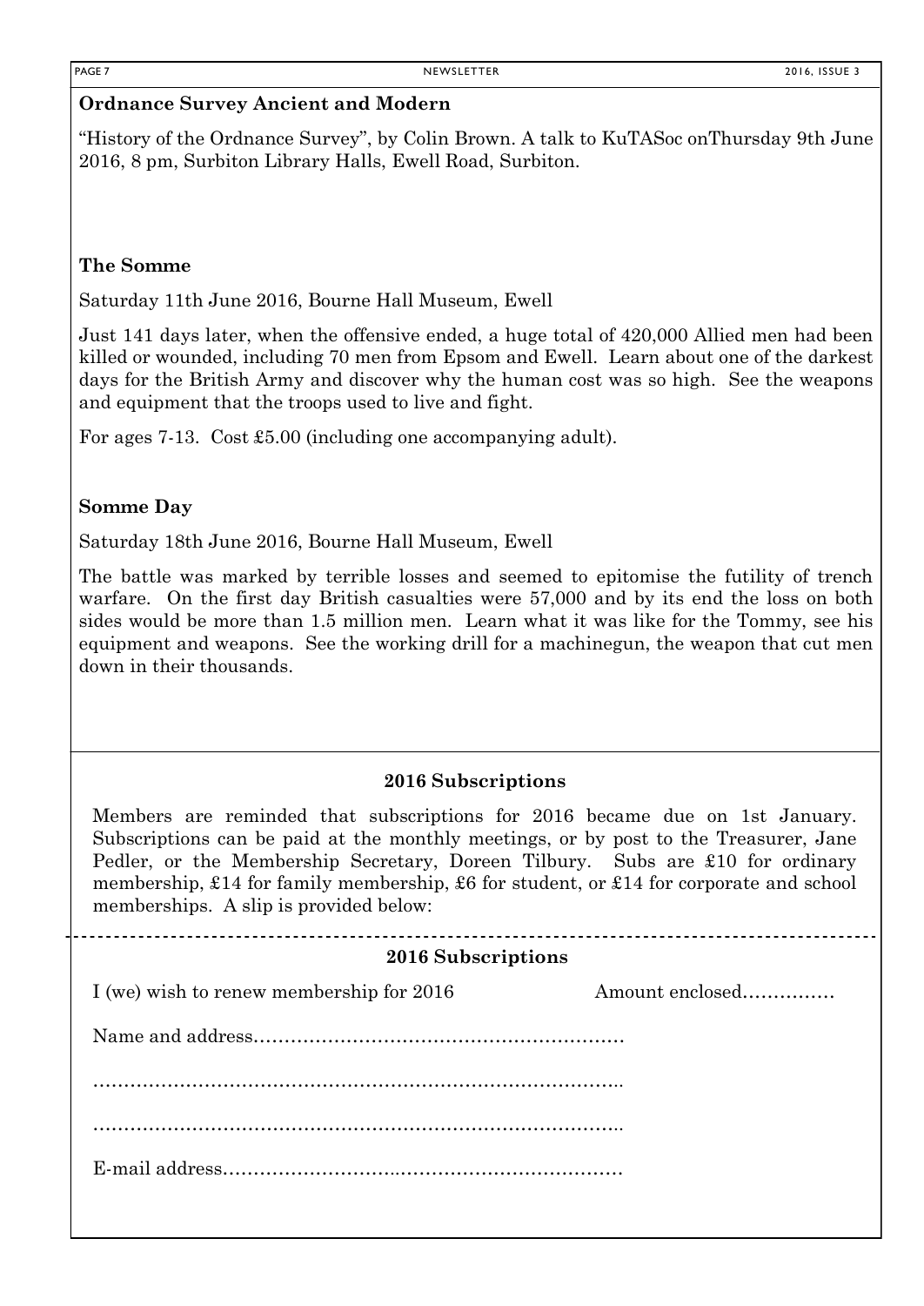**Ordnance Survey Ancient and Modern**

"History of the Ordnance Survey", by Colin Brown. A talk to KuTASoc onThursday 9th June 2016, 8 pm, Surbiton Library Halls, Ewell Road, Surbiton.

**The Somme**

Saturday 11th June 2016, Bourne Hall Museum, Ewell

Just 141 days later, when the offensive ended, a huge total of 420,000 Allied men had been killed or wounded, including 70 men from Epsom and Ewell. Learn about one of the darkest days for the British Army and discover why the human cost was so high. See the weapons and equipment that the troops used to live and fight.

For ages 7-13. Cost £5.00 (including one accompanying adult).

**Somme Day**

Saturday 18th June 2016, Bourne Hall Museum, Ewell

The battle was marked by terrible losses and seemed to epitomise the futility of trench warfare. On the first day British casualties were 57,000 and by its end the loss on both sides would be more than 1.5 million men. Learn what it was like for the Tommy, see his equipment and weapons. See the working drill for a machinegun, the weapon that cut men down in their thousands.

**2016 Subscriptions**

Members are reminded that subscriptions for 2016 became due on 1st January. Subscriptions can be paid at the monthly meetings, or by post to the Treasurer, Jane Pedler, or the Membership Secretary, Doreen Tilbury. Subs are £10 for ordinary membership, £14 for family membership, £6 for student, or £14 for corporate and school memberships. A slip is provided below:

---

**2016 Subscriptions**

I (we) wish to renew membership for 2016 Amount enclosed……………

Name and address……………………………………………………

…………………………………………………………………………..

…………………………………………………………………………..

E-mail address…………………………..……………………………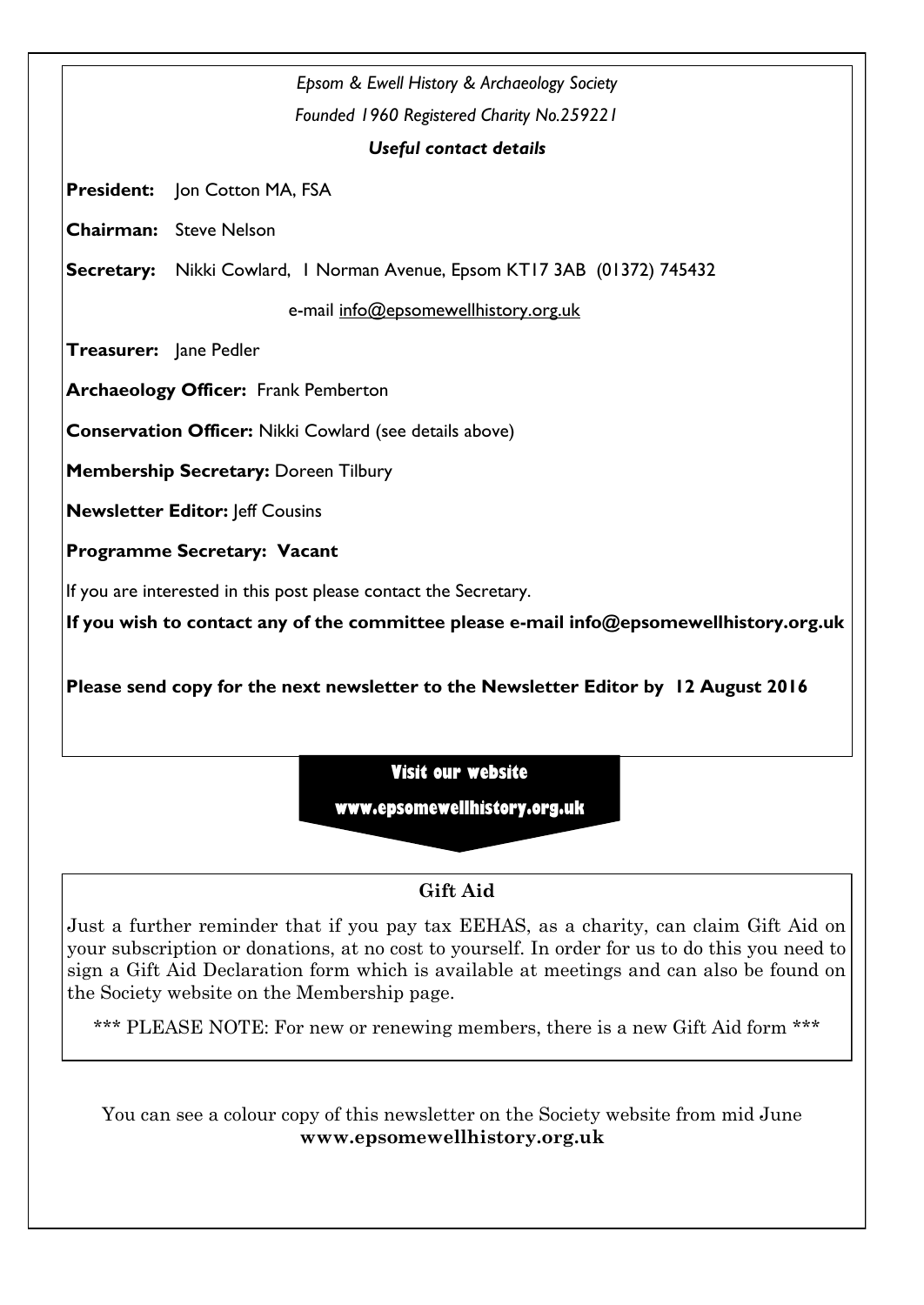*Epsom & Ewell History & Archaeology Society*

*Founded 1960 Registered Charity No.259221*

***Useful contact details***

**President:** Jon Cotton MA, FSA

**Chairman:** Steve Nelson

**Secretary:** Nikki Cowlard, 1 Norman Avenue, Epsom KT17 3AB (01372) 745432

e-mail info@epsomewellhistory.org.uk

**Treasurer:** Jane Pedler

**Archaeology Officer:** Frank Pemberton

**Conservation Officer:** Nikki Cowlard (see details above)

**Membership Secretary:** Doreen Tilbury

**Newsletter Editor:** Jeff Cousins

**Programme Secretary: Vacant**

If you are interested in this post please contact the Secretary.

**If you wish to contact any of the committee please e-mail info@epsomewellhistory.org.uk**

**Please send copy for the next newsletter to the Newsletter Editor by 12 August 2016**

**Visit our website**

**www.epsomewellhistory.org.uk**

## Gift Aid

Just a further reminder that if you pay tax EEHAS, as a charity, can claim Gift Aid on your subscription or donations, at no cost to yourself. In order for us to do this you need to sign a Gift Aid Declaration form which is available at meetings and can also be found on the Society website on the Membership page.

*** PLEASE NOTE: For new or renewing members, there is a new Gift Aid form ***

You can see a colour copy of this newsletter on the Society website from mid June **www.epsomewellhistory.org.uk**